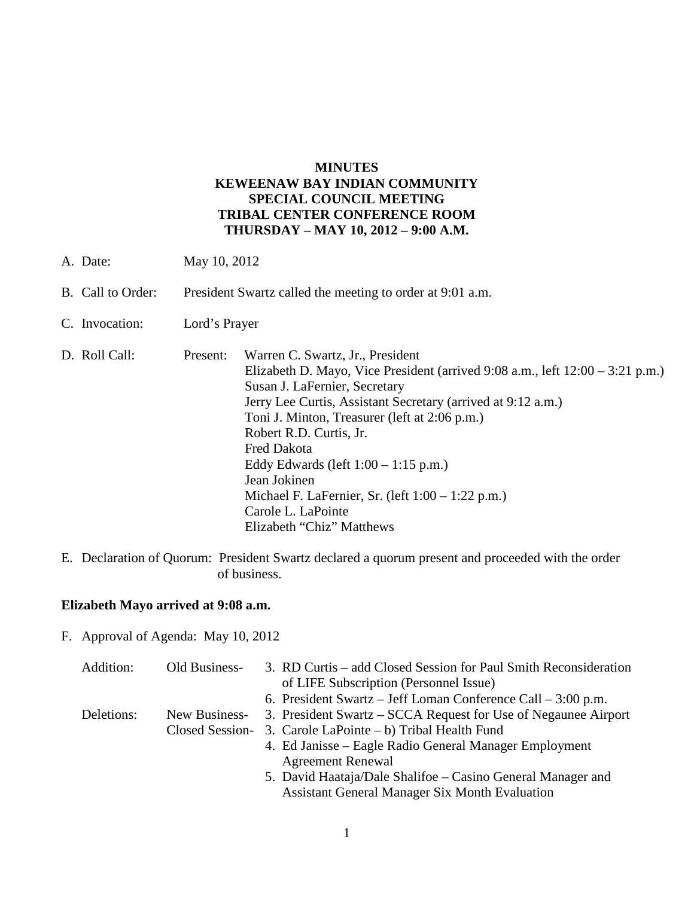# MINUTES
# KEWEENAW BAY INDIAN COMMUNITY
# SPECIAL COUNCIL MEETING
# TRIBAL CENTER CONFERENCE ROOM
# THURSDAY – MAY 10, 2012 – 9:00 A.M.

A. Date: May 10, 2012

B. Call to Order: President Swartz called the meeting to order at 9:01 a.m.

C. Invocation: Lord's Prayer

D. Roll Call: Present:
   - Warren C. Swartz, Jr., President
   - Elizabeth D. Mayo, Vice President (arrived 9:08 a.m., left 12:00 – 3:21 p.m.)
   - Susan J. LaFernier, Secretary
   - Jerry Lee Curtis, Assistant Secretary (arrived at 9:12 a.m.)
   - Toni J. Minton, Treasurer (left at 2:06 p.m.)
   - Robert R.D. Curtis, Jr.
   - Fred Dakota
   - Eddy Edwards (left 1:00 – 1:15 p.m.)
   - Jean Jokinen
   - Michael F. LaFernier, Sr. (left 1:00 – 1:22 p.m.)
   - Carole L. LaPointe
   - Elizabeth "Chiz" Matthews

E. Declaration of Quorum: President Swartz declared a quorum present and proceeded with the order of business.

**Elizabeth Mayo arrived at 9:08 a.m.**

F. Approval of Agenda: May 10, 2012

Addition:
- Old Business-
  3. RD Curtis – add Closed Session for Paul Smith Reconsideration of LIFE Subscription (Personnel Issue)
  6. President Swartz – Jeff Loman Conference Call – 3:00 p.m.

Deletions:
- New Business-
  3. President Swartz – SCCA Request for Use of Negaunee Airport
- Closed Session-
  3. Carole LaPointe – b) Tribal Health Fund
  4. Ed Janisse – Eagle Radio General Manager Employment Agreement Renewal
  5. David Haataja/Dale Shalifoe – Casino General Manager and Assistant General Manager Six Month Evaluation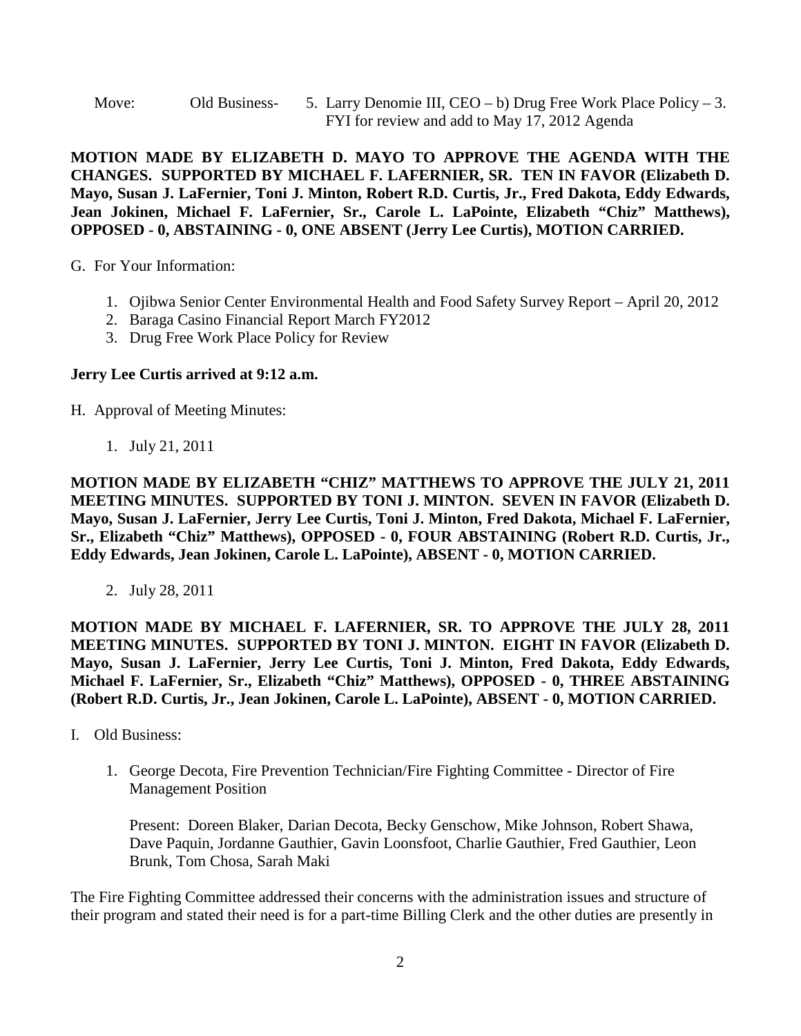Move: Old Business- 5. Larry Denomie III, CEO – b) Drug Free Work Place Policy – 3. FYI for review and add to May 17, 2012 Agenda

**MOTION MADE BY ELIZABETH D. MAYO TO APPROVE THE AGENDA WITH THE CHANGES. SUPPORTED BY MICHAEL F. LAFERNIER, SR. TEN IN FAVOR (Elizabeth D. Mayo, Susan J. LaFernier, Toni J. Minton, Robert R.D. Curtis, Jr., Fred Dakota, Eddy Edwards, Jean Jokinen, Michael F. LaFernier, Sr., Carole L. LaPointe, Elizabeth "Chiz" Matthews), OPPOSED - 0, ABSTAINING - 0, ONE ABSENT (Jerry Lee Curtis), MOTION CARRIED.**

G. For Your Information:

1. Ojibwa Senior Center Environmental Health and Food Safety Survey Report – April 20, 2012
2. Baraga Casino Financial Report March FY2012
3. Drug Free Work Place Policy for Review

**Jerry Lee Curtis arrived at 9:12 a.m.**

H. Approval of Meeting Minutes:

1. July 21, 2011

**MOTION MADE BY ELIZABETH "CHIZ" MATTHEWS TO APPROVE THE JULY 21, 2011 MEETING MINUTES. SUPPORTED BY TONI J. MINTON. SEVEN IN FAVOR (Elizabeth D. Mayo, Susan J. LaFernier, Jerry Lee Curtis, Toni J. Minton, Fred Dakota, Michael F. LaFernier, Sr., Elizabeth "Chiz" Matthews), OPPOSED - 0, FOUR ABSTAINING (Robert R.D. Curtis, Jr., Eddy Edwards, Jean Jokinen, Carole L. LaPointe), ABSENT - 0, MOTION CARRIED.**

2. July 28, 2011

**MOTION MADE BY MICHAEL F. LAFERNIER, SR. TO APPROVE THE JULY 28, 2011 MEETING MINUTES. SUPPORTED BY TONI J. MINTON. EIGHT IN FAVOR (Elizabeth D. Mayo, Susan J. LaFernier, Jerry Lee Curtis, Toni J. Minton, Fred Dakota, Eddy Edwards, Michael F. LaFernier, Sr., Elizabeth "Chiz" Matthews), OPPOSED - 0, THREE ABSTAINING (Robert R.D. Curtis, Jr., Jean Jokinen, Carole L. LaPointe), ABSENT - 0, MOTION CARRIED.**

I. Old Business:

1. George Decota, Fire Prevention Technician/Fire Fighting Committee - Director of Fire Management Position

   Present: Doreen Blaker, Darian Decota, Becky Genschow, Mike Johnson, Robert Shawa, Dave Paquin, Jordanne Gauthier, Gavin Loonsfoot, Charlie Gauthier, Fred Gauthier, Leon Brunk, Tom Chosa, Sarah Maki

The Fire Fighting Committee addressed their concerns with the administration issues and structure of their program and stated their need is for a part-time Billing Clerk and the other duties are presently in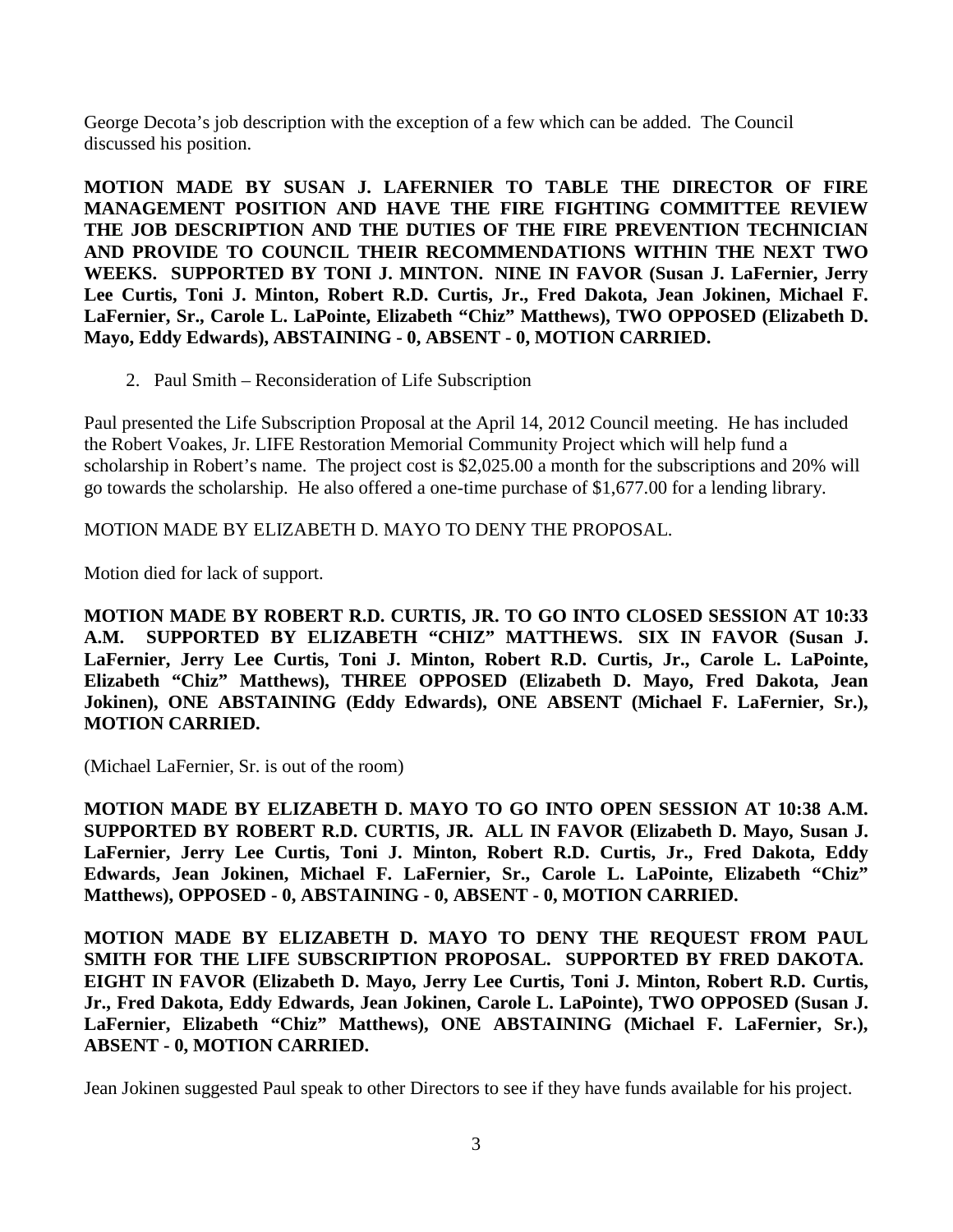George Decota's job description with the exception of a few which can be added. The Council discussed his position.

**MOTION MADE BY SUSAN J. LAFERNIER TO TABLE THE DIRECTOR OF FIRE MANAGEMENT POSITION AND HAVE THE FIRE FIGHTING COMMITTEE REVIEW THE JOB DESCRIPTION AND THE DUTIES OF THE FIRE PREVENTION TECHNICIAN AND PROVIDE TO COUNCIL THEIR RECOMMENDATIONS WITHIN THE NEXT TWO WEEKS. SUPPORTED BY TONI J. MINTON. NINE IN FAVOR (Susan J. LaFernier, Jerry Lee Curtis, Toni J. Minton, Robert R.D. Curtis, Jr., Fred Dakota, Jean Jokinen, Michael F. LaFernier, Sr., Carole L. LaPointe, Elizabeth "Chiz" Matthews), TWO OPPOSED (Elizabeth D. Mayo, Eddy Edwards), ABSTAINING - 0, ABSENT - 0, MOTION CARRIED.**

2. Paul Smith – Reconsideration of Life Subscription

Paul presented the Life Subscription Proposal at the April 14, 2012 Council meeting. He has included the Robert Voakes, Jr. LIFE Restoration Memorial Community Project which will help fund a scholarship in Robert's name. The project cost is $2,025.00 a month for the subscriptions and 20% will go towards the scholarship. He also offered a one-time purchase of $1,677.00 for a lending library.

MOTION MADE BY ELIZABETH D. MAYO TO DENY THE PROPOSAL.

Motion died for lack of support.

**MOTION MADE BY ROBERT R.D. CURTIS, JR. TO GO INTO CLOSED SESSION AT 10:33 A.M. SUPPORTED BY ELIZABETH "CHIZ" MATTHEWS. SIX IN FAVOR (Susan J. LaFernier, Jerry Lee Curtis, Toni J. Minton, Robert R.D. Curtis, Jr., Carole L. LaPointe, Elizabeth "Chiz" Matthews), THREE OPPOSED (Elizabeth D. Mayo, Fred Dakota, Jean Jokinen), ONE ABSTAINING (Eddy Edwards), ONE ABSENT (Michael F. LaFernier, Sr.), MOTION CARRIED.**

(Michael LaFernier, Sr. is out of the room)

**MOTION MADE BY ELIZABETH D. MAYO TO GO INTO OPEN SESSION AT 10:38 A.M. SUPPORTED BY ROBERT R.D. CURTIS, JR. ALL IN FAVOR (Elizabeth D. Mayo, Susan J. LaFernier, Jerry Lee Curtis, Toni J. Minton, Robert R.D. Curtis, Jr., Fred Dakota, Eddy Edwards, Jean Jokinen, Michael F. LaFernier, Sr., Carole L. LaPointe, Elizabeth "Chiz" Matthews), OPPOSED - 0, ABSTAINING - 0, ABSENT - 0, MOTION CARRIED.**

**MOTION MADE BY ELIZABETH D. MAYO TO DENY THE REQUEST FROM PAUL SMITH FOR THE LIFE SUBSCRIPTION PROPOSAL. SUPPORTED BY FRED DAKOTA. EIGHT IN FAVOR (Elizabeth D. Mayo, Jerry Lee Curtis, Toni J. Minton, Robert R.D. Curtis, Jr., Fred Dakota, Eddy Edwards, Jean Jokinen, Carole L. LaPointe), TWO OPPOSED (Susan J. LaFernier, Elizabeth "Chiz" Matthews), ONE ABSTAINING (Michael F. LaFernier, Sr.), ABSENT - 0, MOTION CARRIED.**

Jean Jokinen suggested Paul speak to other Directors to see if they have funds available for his project.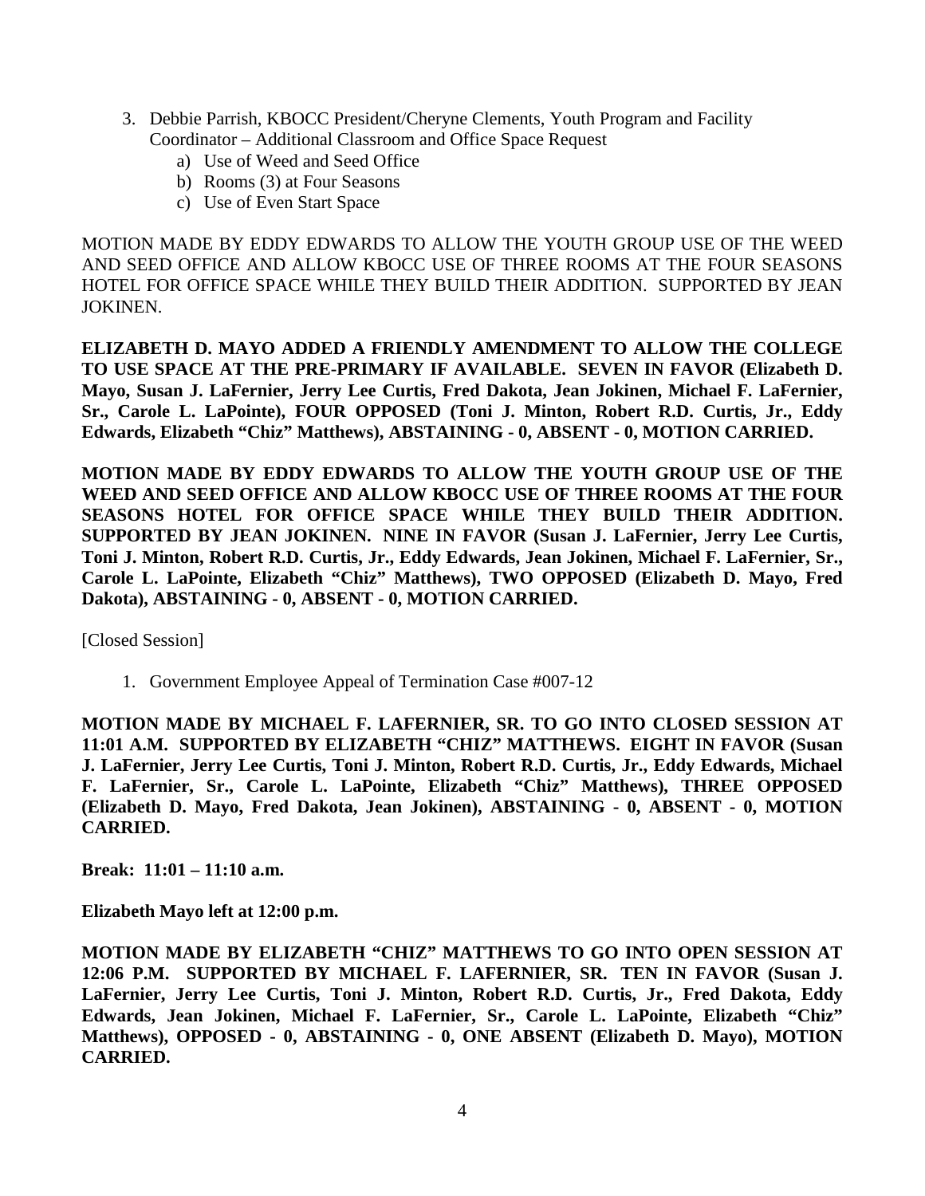3. Debbie Parrish, KBOCC President/Cheryne Clements, Youth Program and Facility Coordinator – Additional Classroom and Office Space Request
    a) Use of Weed and Seed Office
    b) Rooms (3) at Four Seasons
    c) Use of Even Start Space

MOTION MADE BY EDDY EDWARDS TO ALLOW THE YOUTH GROUP USE OF THE WEED AND SEED OFFICE AND ALLOW KBOCC USE OF THREE ROOMS AT THE FOUR SEASONS HOTEL FOR OFFICE SPACE WHILE THEY BUILD THEIR ADDITION. SUPPORTED BY JEAN JOKINEN.

**ELIZABETH D. MAYO ADDED A FRIENDLY AMENDMENT TO ALLOW THE COLLEGE TO USE SPACE AT THE PRE-PRIMARY IF AVAILABLE. SEVEN IN FAVOR (Elizabeth D. Mayo, Susan J. LaFernier, Jerry Lee Curtis, Fred Dakota, Jean Jokinen, Michael F. LaFernier, Sr., Carole L. LaPointe), FOUR OPPOSED (Toni J. Minton, Robert R.D. Curtis, Jr., Eddy Edwards, Elizabeth "Chiz" Matthews), ABSTAINING - 0, ABSENT - 0, MOTION CARRIED.**

**MOTION MADE BY EDDY EDWARDS TO ALLOW THE YOUTH GROUP USE OF THE WEED AND SEED OFFICE AND ALLOW KBOCC USE OF THREE ROOMS AT THE FOUR SEASONS HOTEL FOR OFFICE SPACE WHILE THEY BUILD THEIR ADDITION. SUPPORTED BY JEAN JOKINEN. NINE IN FAVOR (Susan J. LaFernier, Jerry Lee Curtis, Toni J. Minton, Robert R.D. Curtis, Jr., Eddy Edwards, Jean Jokinen, Michael F. LaFernier, Sr., Carole L. LaPointe, Elizabeth "Chiz" Matthews), TWO OPPOSED (Elizabeth D. Mayo, Fred Dakota), ABSTAINING - 0, ABSENT - 0, MOTION CARRIED.**

[Closed Session]

1. Government Employee Appeal of Termination Case #007-12

**MOTION MADE BY MICHAEL F. LAFERNIER, SR. TO GO INTO CLOSED SESSION AT 11:01 A.M. SUPPORTED BY ELIZABETH "CHIZ" MATTHEWS. EIGHT IN FAVOR (Susan J. LaFernier, Jerry Lee Curtis, Toni J. Minton, Robert R.D. Curtis, Jr., Eddy Edwards, Michael F. LaFernier, Sr., Carole L. LaPointe, Elizabeth "Chiz" Matthews), THREE OPPOSED (Elizabeth D. Mayo, Fred Dakota, Jean Jokinen), ABSTAINING - 0, ABSENT - 0, MOTION CARRIED.**

**Break: 11:01 – 11:10 a.m.**

**Elizabeth Mayo left at 12:00 p.m.**

**MOTION MADE BY ELIZABETH "CHIZ" MATTHEWS TO GO INTO OPEN SESSION AT 12:06 P.M. SUPPORTED BY MICHAEL F. LAFERNIER, SR. TEN IN FAVOR (Susan J. LaFernier, Jerry Lee Curtis, Toni J. Minton, Robert R.D. Curtis, Jr., Fred Dakota, Eddy Edwards, Jean Jokinen, Michael F. LaFernier, Sr., Carole L. LaPointe, Elizabeth "Chiz" Matthews), OPPOSED - 0, ABSTAINING - 0, ONE ABSENT (Elizabeth D. Mayo), MOTION CARRIED.**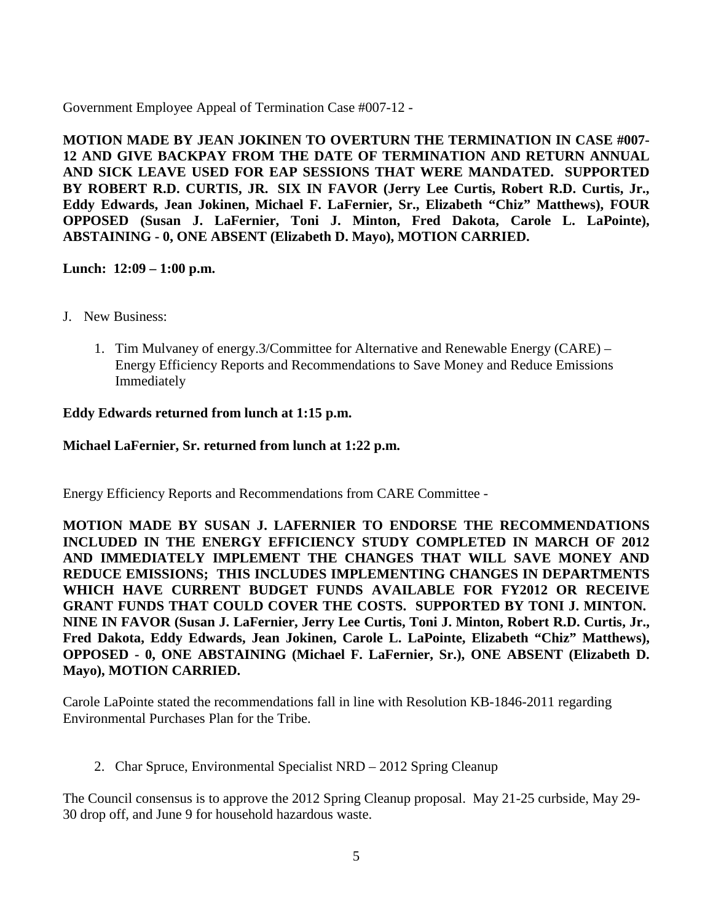Government Employee Appeal of Termination Case #007-12 -

**MOTION MADE BY JEAN JOKINEN TO OVERTURN THE TERMINATION IN CASE #007-12 AND GIVE BACKPAY FROM THE DATE OF TERMINATION AND RETURN ANNUAL AND SICK LEAVE USED FOR EAP SESSIONS THAT WERE MANDATED. SUPPORTED BY ROBERT R.D. CURTIS, JR. SIX IN FAVOR (Jerry Lee Curtis, Robert R.D. Curtis, Jr., Eddy Edwards, Jean Jokinen, Michael F. LaFernier, Sr., Elizabeth "Chiz" Matthews), FOUR OPPOSED (Susan J. LaFernier, Toni J. Minton, Fred Dakota, Carole L. LaPointe), ABSTAINING - 0, ONE ABSENT (Elizabeth D. Mayo), MOTION CARRIED.**

**Lunch: 12:09 – 1:00 p.m.**

J. New Business:

1. Tim Mulvaney of energy.3/Committee for Alternative and Renewable Energy (CARE) – Energy Efficiency Reports and Recommendations to Save Money and Reduce Emissions Immediately

**Eddy Edwards returned from lunch at 1:15 p.m.**

**Michael LaFernier, Sr. returned from lunch at 1:22 p.m.**

Energy Efficiency Reports and Recommendations from CARE Committee -

**MOTION MADE BY SUSAN J. LAFERNIER TO ENDORSE THE RECOMMENDATIONS INCLUDED IN THE ENERGY EFFICIENCY STUDY COMPLETED IN MARCH OF 2012 AND IMMEDIATELY IMPLEMENT THE CHANGES THAT WILL SAVE MONEY AND REDUCE EMISSIONS; THIS INCLUDES IMPLEMENTING CHANGES IN DEPARTMENTS WHICH HAVE CURRENT BUDGET FUNDS AVAILABLE FOR FY2012 OR RECEIVE GRANT FUNDS THAT COULD COVER THE COSTS. SUPPORTED BY TONI J. MINTON. NINE IN FAVOR (Susan J. LaFernier, Jerry Lee Curtis, Toni J. Minton, Robert R.D. Curtis, Jr., Fred Dakota, Eddy Edwards, Jean Jokinen, Carole L. LaPointe, Elizabeth "Chiz" Matthews), OPPOSED - 0, ONE ABSTAINING (Michael F. LaFernier, Sr.), ONE ABSENT (Elizabeth D. Mayo), MOTION CARRIED.**

Carole LaPointe stated the recommendations fall in line with Resolution KB-1846-2011 regarding Environmental Purchases Plan for the Tribe.

2. Char Spruce, Environmental Specialist NRD – 2012 Spring Cleanup

The Council consensus is to approve the 2012 Spring Cleanup proposal. May 21-25 curbside, May 29-30 drop off, and June 9 for household hazardous waste.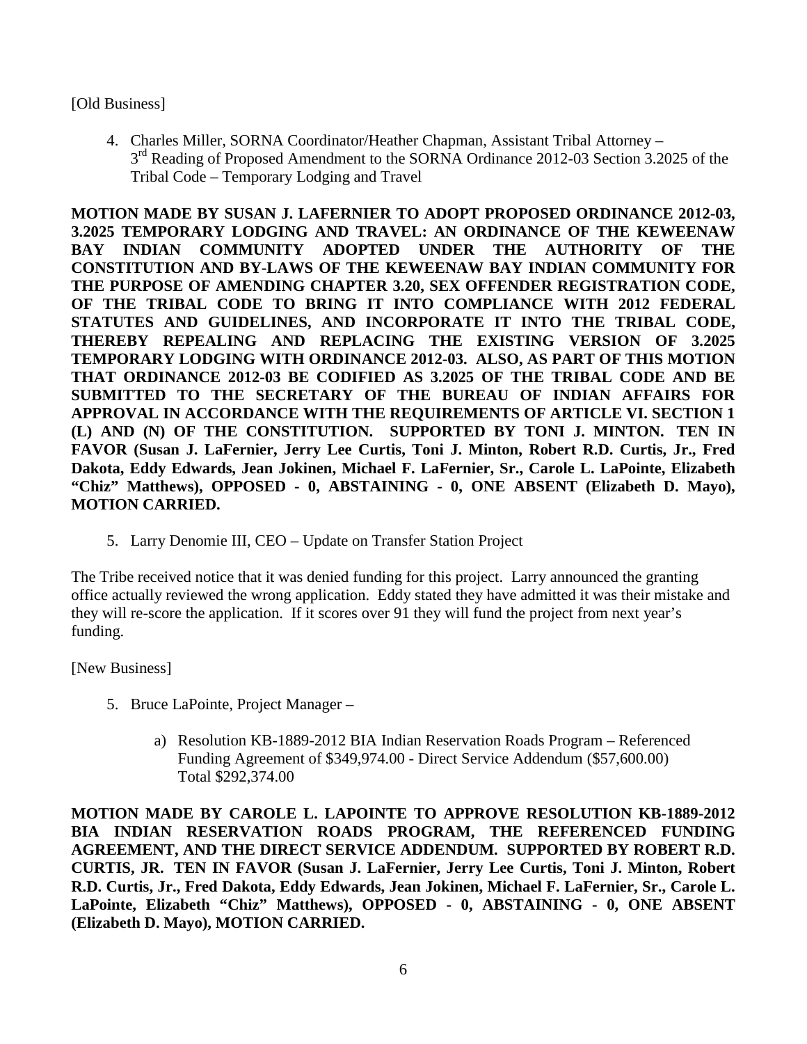[Old Business]

4. Charles Miller, SORNA Coordinator/Heather Chapman, Assistant Tribal Attorney – 3rd Reading of Proposed Amendment to the SORNA Ordinance 2012-03 Section 3.2025 of the Tribal Code – Temporary Lodging and Travel

**MOTION MADE BY SUSAN J. LAFERNIER TO ADOPT PROPOSED ORDINANCE 2012-03, 3.2025 TEMPORARY LODGING AND TRAVEL: AN ORDINANCE OF THE KEWEENAW BAY INDIAN COMMUNITY ADOPTED UNDER THE AUTHORITY OF THE CONSTITUTION AND BY-LAWS OF THE KEWEENAW BAY INDIAN COMMUNITY FOR THE PURPOSE OF AMENDING CHAPTER 3.20, SEX OFFENDER REGISTRATION CODE, OF THE TRIBAL CODE TO BRING IT INTO COMPLIANCE WITH 2012 FEDERAL STATUTES AND GUIDELINES, AND INCORPORATE IT INTO THE TRIBAL CODE, THEREBY REPEALING AND REPLACING THE EXISTING VERSION OF 3.2025 TEMPORARY LODGING WITH ORDINANCE 2012-03. ALSO, AS PART OF THIS MOTION THAT ORDINANCE 2012-03 BE CODIFIED AS 3.2025 OF THE TRIBAL CODE AND BE SUBMITTED TO THE SECRETARY OF THE BUREAU OF INDIAN AFFAIRS FOR APPROVAL IN ACCORDANCE WITH THE REQUIREMENTS OF ARTICLE VI. SECTION 1 (L) AND (N) OF THE CONSTITUTION. SUPPORTED BY TONI J. MINTON. TEN IN FAVOR (Susan J. LaFernier, Jerry Lee Curtis, Toni J. Minton, Robert R.D. Curtis, Jr., Fred Dakota, Eddy Edwards, Jean Jokinen, Michael F. LaFernier, Sr., Carole L. LaPointe, Elizabeth "Chiz" Matthews), OPPOSED - 0, ABSTAINING - 0, ONE ABSENT (Elizabeth D. Mayo), MOTION CARRIED.**

5. Larry Denomie III, CEO – Update on Transfer Station Project

The Tribe received notice that it was denied funding for this project. Larry announced the granting office actually reviewed the wrong application. Eddy stated they have admitted it was their mistake and they will re-score the application. If it scores over 91 they will fund the project from next year's funding.

[New Business]

5. Bruce LaPointe, Project Manager –

   a) Resolution KB-1889-2012 BIA Indian Reservation Roads Program – Referenced Funding Agreement of $349,974.00 - Direct Service Addendum ($57,600.00) Total $292,374.00

**MOTION MADE BY CAROLE L. LAPOINTE TO APPROVE RESOLUTION KB-1889-2012 BIA INDIAN RESERVATION ROADS PROGRAM, THE REFERENCED FUNDING AGREEMENT, AND THE DIRECT SERVICE ADDENDUM. SUPPORTED BY ROBERT R.D. CURTIS, JR. TEN IN FAVOR (Susan J. LaFernier, Jerry Lee Curtis, Toni J. Minton, Robert R.D. Curtis, Jr., Fred Dakota, Eddy Edwards, Jean Jokinen, Michael F. LaFernier, Sr., Carole L. LaPointe, Elizabeth "Chiz" Matthews), OPPOSED - 0, ABSTAINING - 0, ONE ABSENT (Elizabeth D. Mayo), MOTION CARRIED.**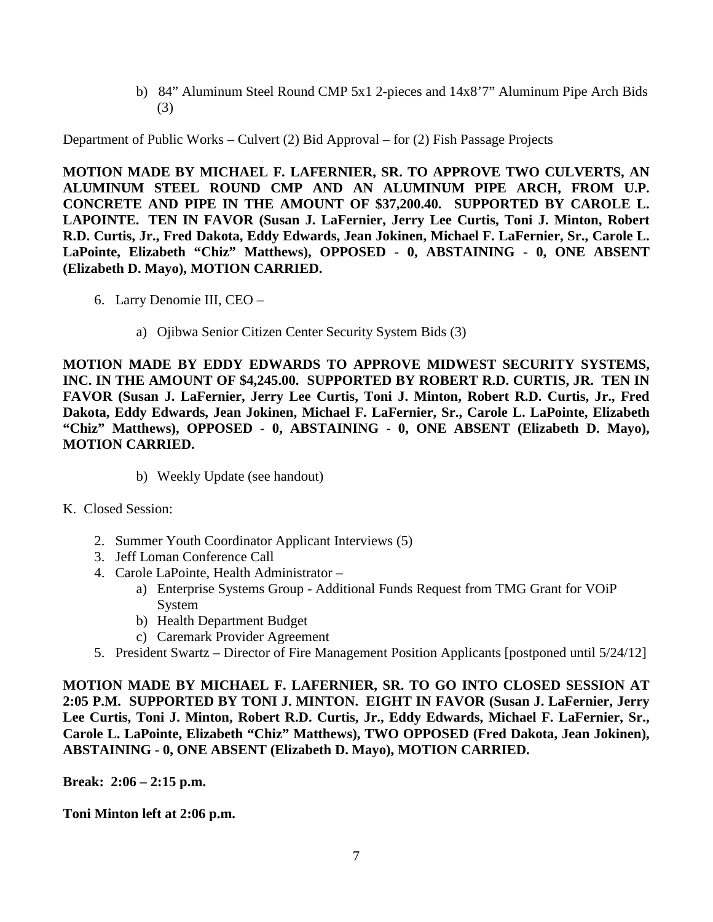b) 84" Aluminum Steel Round CMP 5x1 2-pieces and 14x8'7" Aluminum Pipe Arch Bids (3)

Department of Public Works – Culvert (2) Bid Approval – for (2) Fish Passage Projects

**MOTION MADE BY MICHAEL F. LAFERNIER, SR. TO APPROVE TWO CULVERTS, AN ALUMINUM STEEL ROUND CMP AND AN ALUMINUM PIPE ARCH, FROM U.P. CONCRETE AND PIPE IN THE AMOUNT OF $37,200.40. SUPPORTED BY CAROLE L. LAPOINTE. TEN IN FAVOR (Susan J. LaFernier, Jerry Lee Curtis, Toni J. Minton, Robert R.D. Curtis, Jr., Fred Dakota, Eddy Edwards, Jean Jokinen, Michael F. LaFernier, Sr., Carole L. LaPointe, Elizabeth "Chiz" Matthews), OPPOSED - 0, ABSTAINING - 0, ONE ABSENT (Elizabeth D. Mayo), MOTION CARRIED.**

6. Larry Denomie III, CEO –

   a) Ojibwa Senior Citizen Center Security System Bids (3)

**MOTION MADE BY EDDY EDWARDS TO APPROVE MIDWEST SECURITY SYSTEMS, INC. IN THE AMOUNT OF $4,245.00. SUPPORTED BY ROBERT R.D. CURTIS, JR. TEN IN FAVOR (Susan J. LaFernier, Jerry Lee Curtis, Toni J. Minton, Robert R.D. Curtis, Jr., Fred Dakota, Eddy Edwards, Jean Jokinen, Michael F. LaFernier, Sr., Carole L. LaPointe, Elizabeth "Chiz" Matthews), OPPOSED - 0, ABSTAINING - 0, ONE ABSENT (Elizabeth D. Mayo), MOTION CARRIED.**

   b) Weekly Update (see handout)

K. Closed Session:

2. Summer Youth Coordinator Applicant Interviews (5)
3. Jeff Loman Conference Call
4. Carole LaPointe, Health Administrator –
   a) Enterprise Systems Group - Additional Funds Request from TMG Grant for VOiP System
   b) Health Department Budget
   c) Caremark Provider Agreement
5. President Swartz – Director of Fire Management Position Applicants [postponed until 5/24/12]

**MOTION MADE BY MICHAEL F. LAFERNIER, SR. TO GO INTO CLOSED SESSION AT 2:05 P.M. SUPPORTED BY TONI J. MINTON. EIGHT IN FAVOR (Susan J. LaFernier, Jerry Lee Curtis, Toni J. Minton, Robert R.D. Curtis, Jr., Eddy Edwards, Michael F. LaFernier, Sr., Carole L. LaPointe, Elizabeth "Chiz" Matthews), TWO OPPOSED (Fred Dakota, Jean Jokinen), ABSTAINING - 0, ONE ABSENT (Elizabeth D. Mayo), MOTION CARRIED.**

**Break: 2:06 – 2:15 p.m.**

**Toni Minton left at 2:06 p.m.**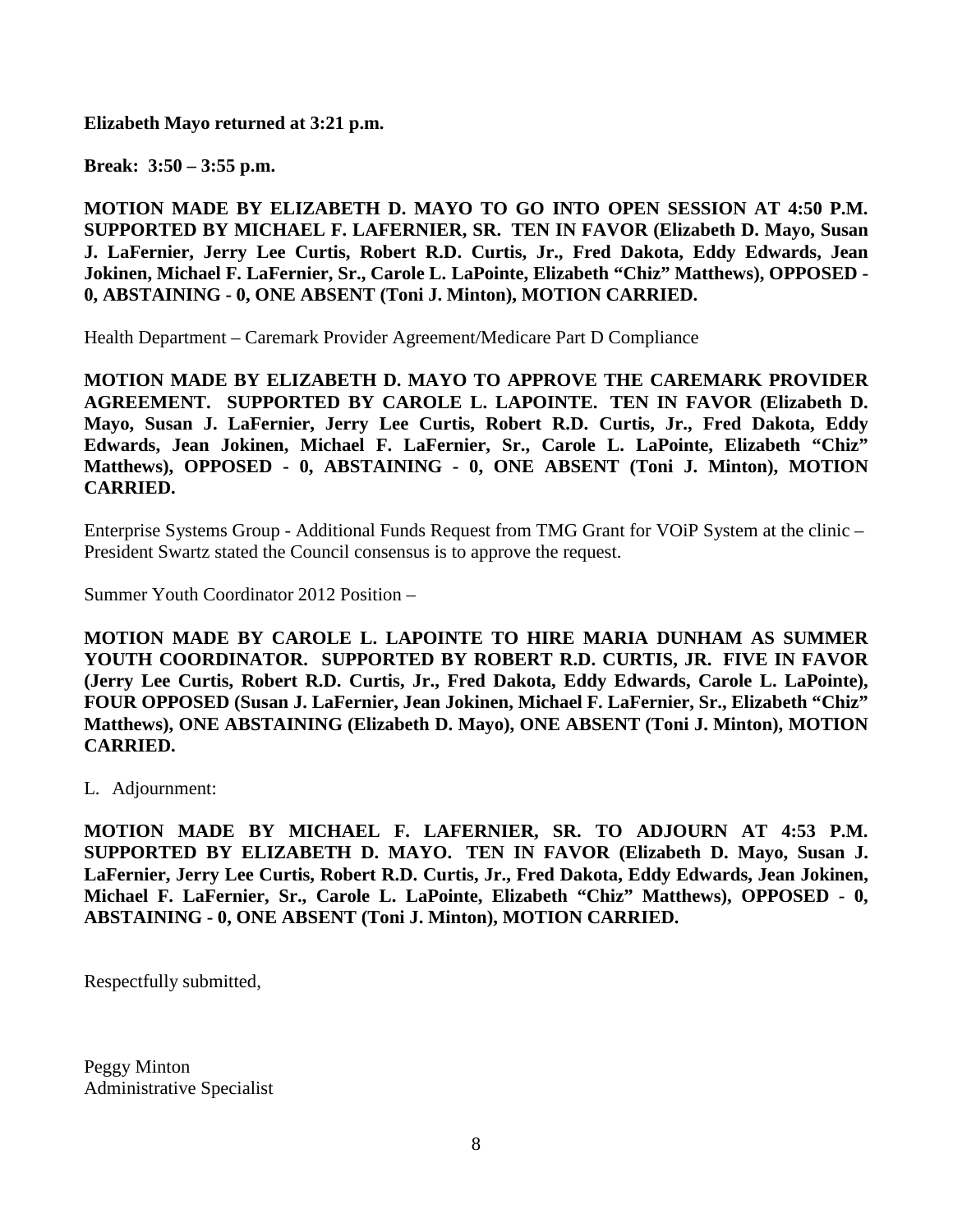**Elizabeth Mayo returned at 3:21 p.m.**

**Break: 3:50 – 3:55 p.m.**

**MOTION MADE BY ELIZABETH D. MAYO TO GO INTO OPEN SESSION AT 4:50 P.M. SUPPORTED BY MICHAEL F. LAFERNIER, SR. TEN IN FAVOR (Elizabeth D. Mayo, Susan J. LaFernier, Jerry Lee Curtis, Robert R.D. Curtis, Jr., Fred Dakota, Eddy Edwards, Jean Jokinen, Michael F. LaFernier, Sr., Carole L. LaPointe, Elizabeth "Chiz" Matthews), OPPOSED - 0, ABSTAINING - 0, ONE ABSENT (Toni J. Minton), MOTION CARRIED.**

Health Department – Caremark Provider Agreement/Medicare Part D Compliance

**MOTION MADE BY ELIZABETH D. MAYO TO APPROVE THE CAREMARK PROVIDER AGREEMENT. SUPPORTED BY CAROLE L. LAPOINTE. TEN IN FAVOR (Elizabeth D. Mayo, Susan J. LaFernier, Jerry Lee Curtis, Robert R.D. Curtis, Jr., Fred Dakota, Eddy Edwards, Jean Jokinen, Michael F. LaFernier, Sr., Carole L. LaPointe, Elizabeth "Chiz" Matthews), OPPOSED - 0, ABSTAINING - 0, ONE ABSENT (Toni J. Minton), MOTION CARRIED.**

Enterprise Systems Group - Additional Funds Request from TMG Grant for VOiP System at the clinic – President Swartz stated the Council consensus is to approve the request.

Summer Youth Coordinator 2012 Position –

**MOTION MADE BY CAROLE L. LAPOINTE TO HIRE MARIA DUNHAM AS SUMMER YOUTH COORDINATOR. SUPPORTED BY ROBERT R.D. CURTIS, JR. FIVE IN FAVOR (Jerry Lee Curtis, Robert R.D. Curtis, Jr., Fred Dakota, Eddy Edwards, Carole L. LaPointe), FOUR OPPOSED (Susan J. LaFernier, Jean Jokinen, Michael F. LaFernier, Sr., Elizabeth "Chiz" Matthews), ONE ABSTAINING (Elizabeth D. Mayo), ONE ABSENT (Toni J. Minton), MOTION CARRIED.**

L. Adjournment:

**MOTION MADE BY MICHAEL F. LAFERNIER, SR. TO ADJOURN AT 4:53 P.M. SUPPORTED BY ELIZABETH D. MAYO. TEN IN FAVOR (Elizabeth D. Mayo, Susan J. LaFernier, Jerry Lee Curtis, Robert R.D. Curtis, Jr., Fred Dakota, Eddy Edwards, Jean Jokinen, Michael F. LaFernier, Sr., Carole L. LaPointe, Elizabeth "Chiz" Matthews), OPPOSED - 0, ABSTAINING - 0, ONE ABSENT (Toni J. Minton), MOTION CARRIED.**

Respectfully submitted,

Peggy Minton
Administrative Specialist